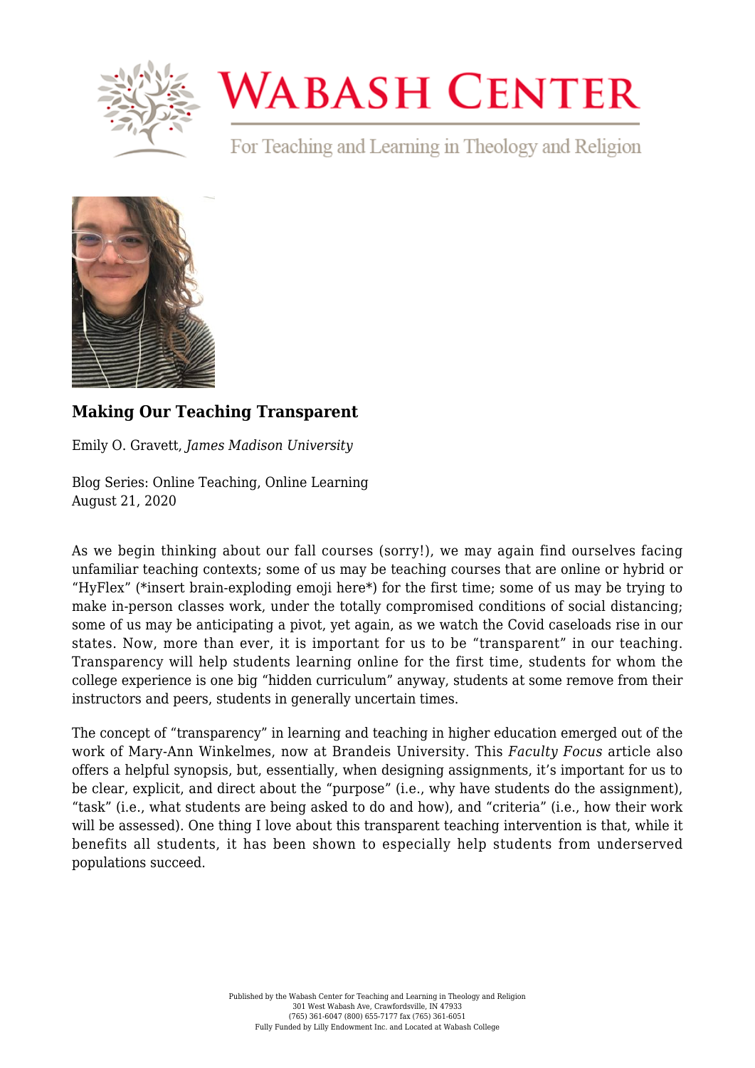# Wabash Center

For Teaching and Learning in Theology and Religion

### Making Our Teaching Transparent

Emily O. Gravett, *James Madison University*

Blog Series: Online Teaching, Online Learning
August 21, 2020

As we begin thinking about our fall courses (sorry!), we may again find ourselves facing unfamiliar teaching contexts; some of us may be teaching courses that are online or hybrid or "HyFlex" (*insert brain-exploding emoji here*) for the first time; some of us may be trying to make in-person classes work, under the totally compromised conditions of social distancing; some of us may be anticipating a pivot, yet again, as we watch the Covid caseloads rise in our states. Now, more than ever, it is important for us to be "transparent" in our teaching. Transparency will help students learning online for the first time, students for whom the college experience is one big "hidden curriculum" anyway, students at some remove from their instructors and peers, students in generally uncertain times.

The concept of "transparency" in learning and teaching in higher education emerged out of the work of Mary-Ann Winkelmes, now at Brandeis University. This *Faculty Focus* article also offers a helpful synopsis, but, essentially, when designing assignments, it's important for us to be clear, explicit, and direct about the "purpose" (i.e., why have students do the assignment), "task" (i.e., what students are being asked to do and how), and "criteria" (i.e., how their work will be assessed). One thing I love about this transparent teaching intervention is that, while it benefits all students, it has been shown to especially help students from underserved populations succeed.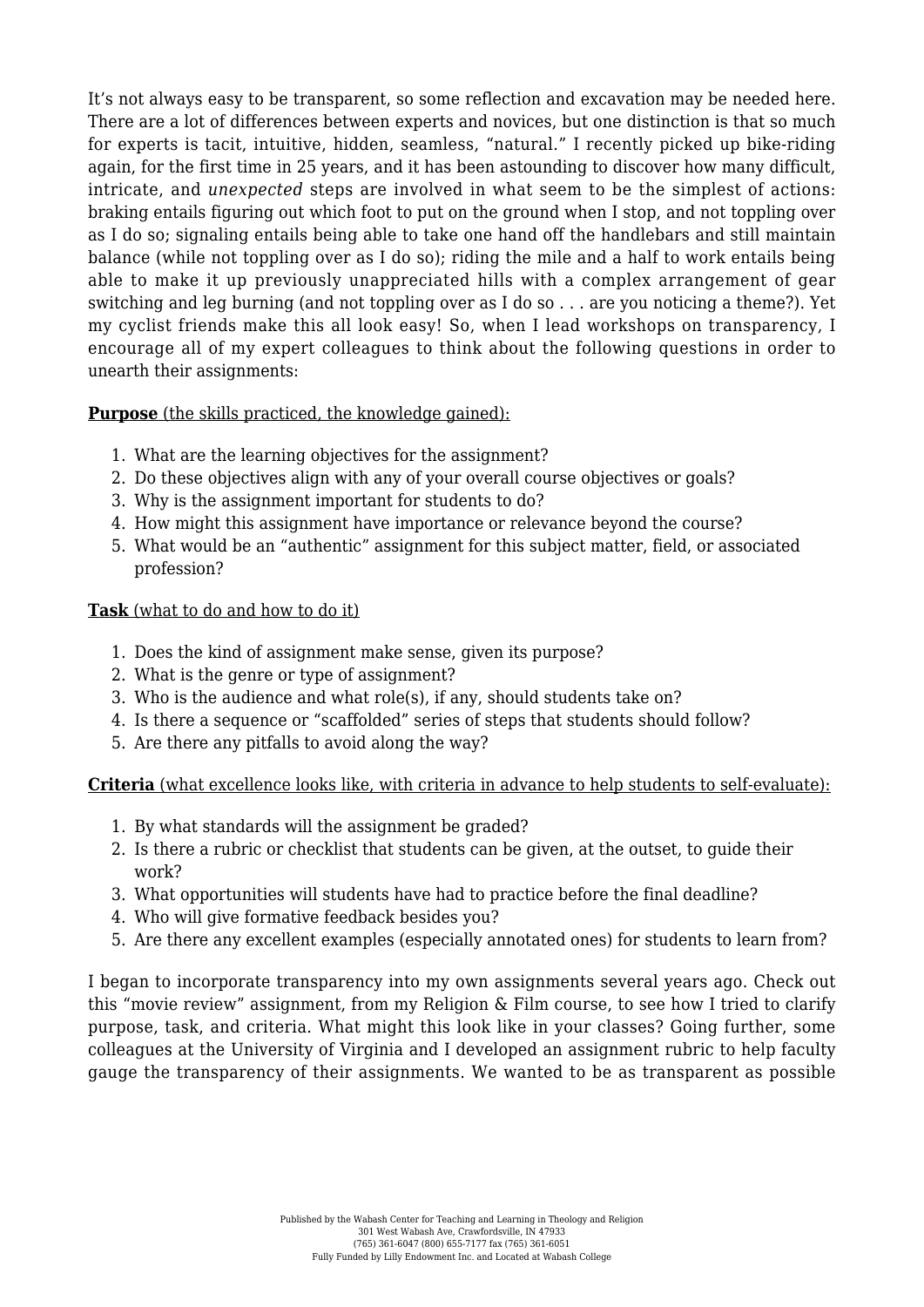It's not always easy to be transparent, so some reflection and excavation may be needed here. There are a lot of differences between experts and novices, but one distinction is that so much for experts is tacit, intuitive, hidden, seamless, "natural." I recently picked up bike-riding again, for the first time in 25 years, and it has been astounding to discover how many difficult, intricate, and *unexpected* steps are involved in what seem to be the simplest of actions: braking entails figuring out which foot to put on the ground when I stop, and not toppling over as I do so; signaling entails being able to take one hand off the handlebars and still maintain balance (while not toppling over as I do so); riding the mile and a half to work entails being able to make it up previously unappreciated hills with a complex arrangement of gear switching and leg burning (and not toppling over as I do so . . . are you noticing a theme?). Yet my cyclist friends make this all look easy! So, when I lead workshops on transparency, I encourage all of my expert colleagues to think about the following questions in order to unearth their assignments:

**Purpose** (the skills practiced, the knowledge gained):

1. What are the learning objectives for the assignment?
2. Do these objectives align with any of your overall course objectives or goals?
3. Why is the assignment important for students to do?
4. How might this assignment have importance or relevance beyond the course?
5. What would be an "authentic" assignment for this subject matter, field, or associated profession?

**Task** (what to do and how to do it)

1. Does the kind of assignment make sense, given its purpose?
2. What is the genre or type of assignment?
3. Who is the audience and what role(s), if any, should students take on?
4. Is there a sequence or "scaffolded" series of steps that students should follow?
5. Are there any pitfalls to avoid along the way?

**Criteria** (what excellence looks like, with criteria in advance to help students to self-evaluate):

1. By what standards will the assignment be graded?
2. Is there a rubric or checklist that students can be given, at the outset, to guide their work?
3. What opportunities will students have had to practice before the final deadline?
4. Who will give formative feedback besides you?
5. Are there any excellent examples (especially annotated ones) for students to learn from?

I began to incorporate transparency into my own assignments several years ago. Check out this "movie review" assignment, from my Religion & Film course, to see how I tried to clarify purpose, task, and criteria. What might this look like in your classes? Going further, some colleagues at the University of Virginia and I developed an assignment rubric to help faculty gauge the transparency of their assignments. We wanted to be as transparent as possible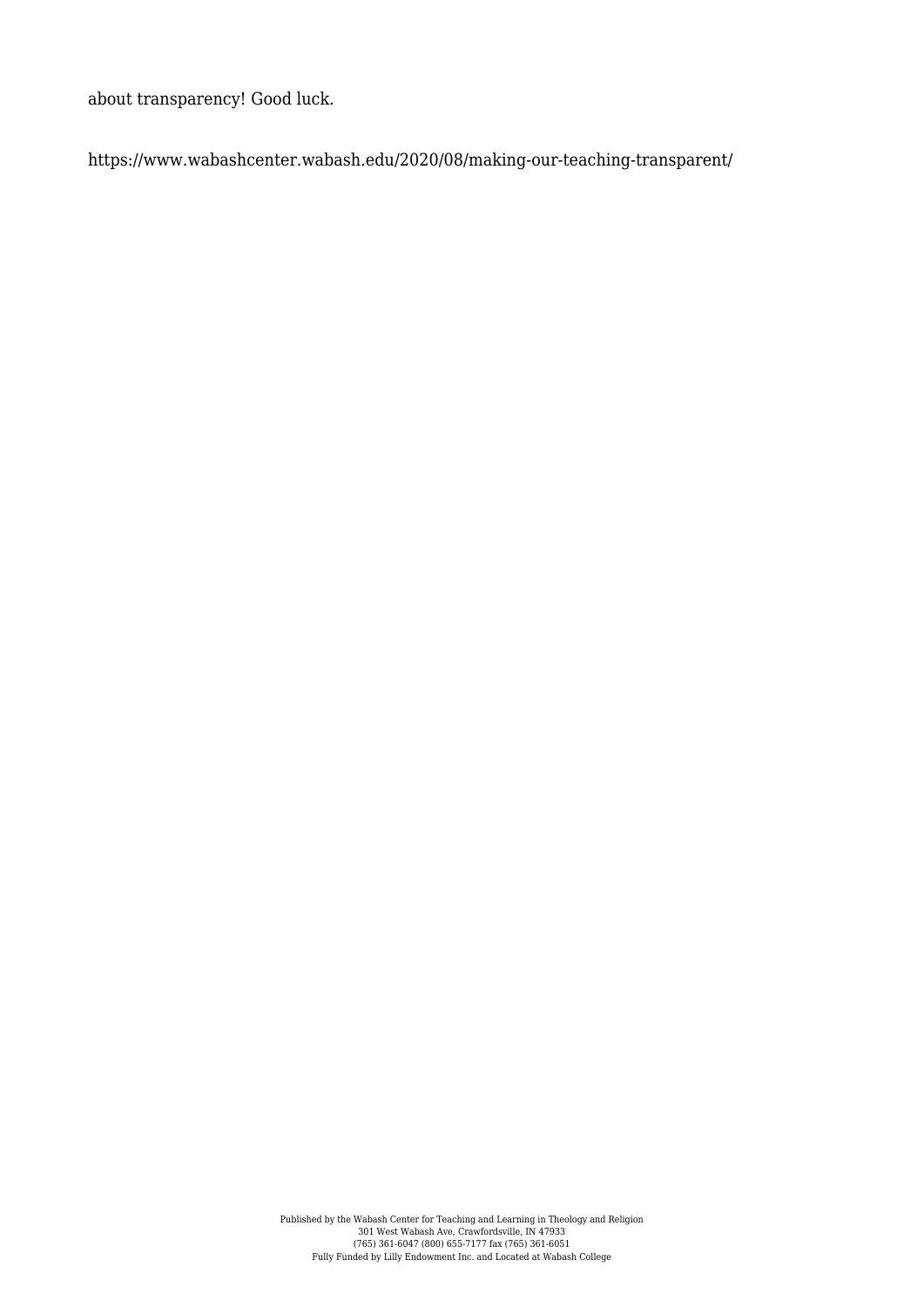about transparency! Good luck.

https://www.wabashcenter.wabash.edu/2020/08/making-our-teaching-transparent/